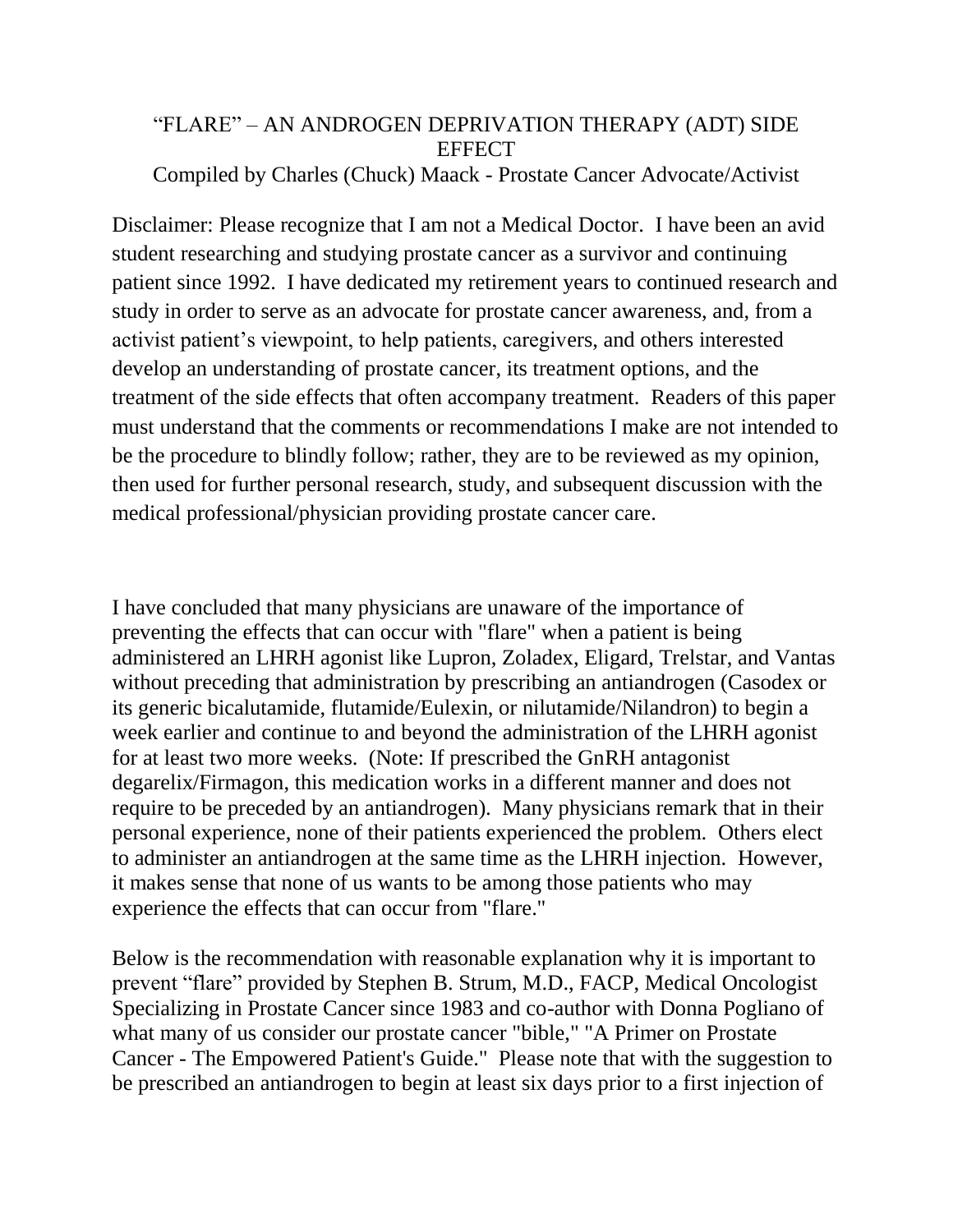# "FLARE" – AN ANDROGEN DEPRIVATION THERAPY (ADT) SIDE EFFECT

Compiled by Charles (Chuck) Maack - Prostate Cancer Advocate/Activist

Disclaimer: Please recognize that I am not a Medical Doctor. I have been an avid student researching and studying prostate cancer as a survivor and continuing patient since 1992. I have dedicated my retirement years to continued research and study in order to serve as an advocate for prostate cancer awareness, and, from a activist patient's viewpoint, to help patients, caregivers, and others interested develop an understanding of prostate cancer, its treatment options, and the treatment of the side effects that often accompany treatment. Readers of this paper must understand that the comments or recommendations I make are not intended to be the procedure to blindly follow; rather, they are to be reviewed as my opinion, then used for further personal research, study, and subsequent discussion with the medical professional/physician providing prostate cancer care.

I have concluded that many physicians are unaware of the importance of preventing the effects that can occur with "flare" when a patient is being administered an LHRH agonist like Lupron, Zoladex, Eligard, Trelstar, and Vantas without preceding that administration by prescribing an antiandrogen (Casodex or its generic bicalutamide, flutamide/Eulexin, or nilutamide/Nilandron) to begin a week earlier and continue to and beyond the administration of the LHRH agonist for at least two more weeks. (Note: If prescribed the GnRH antagonist degarelix/Firmagon, this medication works in a different manner and does not require to be preceded by an antiandrogen). Many physicians remark that in their personal experience, none of their patients experienced the problem. Others elect to administer an antiandrogen at the same time as the LHRH injection. However, it makes sense that none of us wants to be among those patients who may experience the effects that can occur from "flare."

Below is the recommendation with reasonable explanation why it is important to prevent "flare" provided by Stephen B. Strum, M.D., FACP, Medical Oncologist Specializing in Prostate Cancer since 1983 and co-author with Donna Pogliano of what many of us consider our prostate cancer "bible," "A Primer on Prostate Cancer - The Empowered Patient's Guide." Please note that with the suggestion to be prescribed an antiandrogen to begin at least six days prior to a first injection of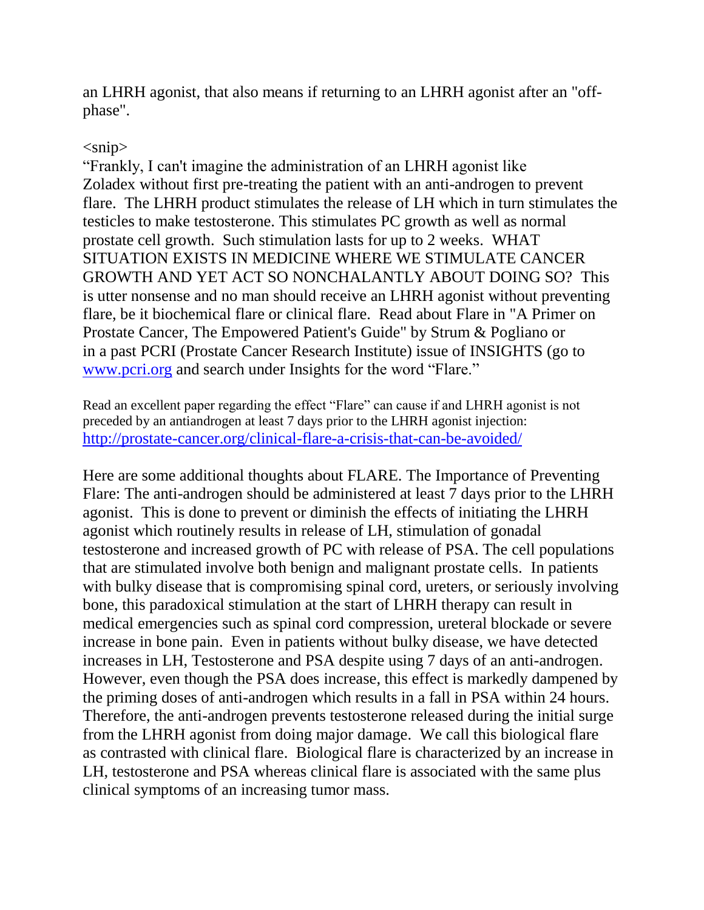an LHRH agonist, that also means if returning to an LHRH agonist after an "off-phase".

<snip>

"Frankly, I can't imagine the administration of an LHRH agonist like Zoladex without first pre-treating the patient with an anti-androgen to prevent flare. The LHRH product stimulates the release of LH which in turn stimulates the testicles to make testosterone. This stimulates PC growth as well as normal prostate cell growth. Such stimulation lasts for up to 2 weeks. WHAT SITUATION EXISTS IN MEDICINE WHERE WE STIMULATE CANCER GROWTH AND YET ACT SO NONCHALANTLY ABOUT DOING SO? This is utter nonsense and no man should receive an LHRH agonist without preventing flare, be it biochemical flare or clinical flare. Read about Flare in "A Primer on Prostate Cancer, The Empowered Patient's Guide" by Strum & Pogliano or in a past PCRI (Prostate Cancer Research Institute) issue of INSIGHTS (go to [www.pcri.org](http://www.pcri.org) and search under Insights for the word "Flare."

Read an excellent paper regarding the effect "Flare" can cause if and LHRH agonist is not preceded by an antiandrogen at least 7 days prior to the LHRH agonist injection: [http://prostate-cancer.org/clinical-flare-a-crisis-that-can-be-avoided/](http://prostate-cancer.org/clinical-flare-a-crisis-that-can-be-avoided/)

Here are some additional thoughts about FLARE. The Importance of Preventing Flare: The anti-androgen should be administered at least 7 days prior to the LHRH agonist. This is done to prevent or diminish the effects of initiating the LHRH agonist which routinely results in release of LH, stimulation of gonadal testosterone and increased growth of PC with release of PSA. The cell populations that are stimulated involve both benign and malignant prostate cells. In patients with bulky disease that is compromising spinal cord, ureters, or seriously involving bone, this paradoxical stimulation at the start of LHRH therapy can result in medical emergencies such as spinal cord compression, ureteral blockade or severe increase in bone pain. Even in patients without bulky disease, we have detected increases in LH, Testosterone and PSA despite using 7 days of an anti-androgen. However, even though the PSA does increase, this effect is markedly dampened by the priming doses of anti-androgen which results in a fall in PSA within 24 hours. Therefore, the anti-androgen prevents testosterone released during the initial surge from the LHRH agonist from doing major damage. We call this biological flare as contrasted with clinical flare. Biological flare is characterized by an increase in LH, testosterone and PSA whereas clinical flare is associated with the same plus clinical symptoms of an increasing tumor mass.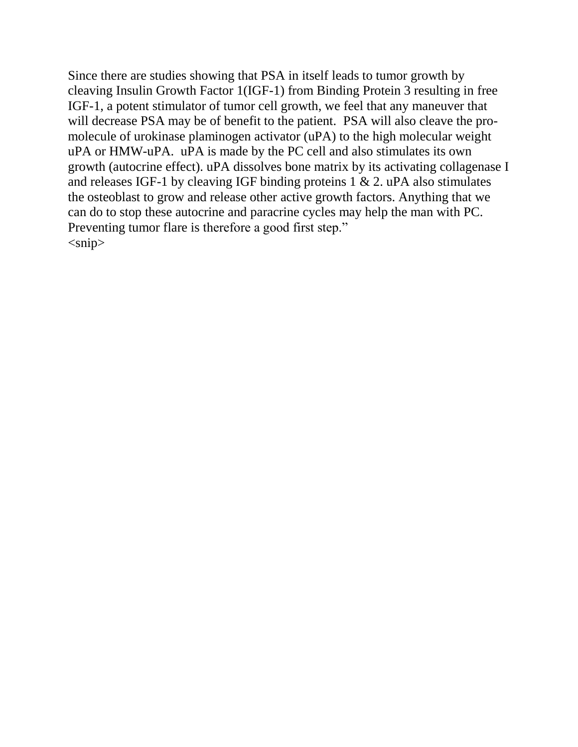Since there are studies showing that PSA in itself leads to tumor growth by cleaving Insulin Growth Factor 1(IGF-1) from Binding Protein 3 resulting in free IGF-1, a potent stimulator of tumor cell growth, we feel that any maneuver that will decrease PSA may be of benefit to the patient.  PSA will also cleave the pro-molecule of urokinase plaminogen activator (uPA) to the high molecular weight uPA or HMW-uPA.  uPA is made by the PC cell and also stimulates its own growth (autocrine effect). uPA dissolves bone matrix by its activating collagenase I and releases IGF-1 by cleaving IGF binding proteins 1 & 2. uPA also stimulates the osteoblast to grow and release other active growth factors. Anything that we can do to stop these autocrine and paracrine cycles may help the man with PC. Preventing tumor flare is therefore a good first step."

<snip>